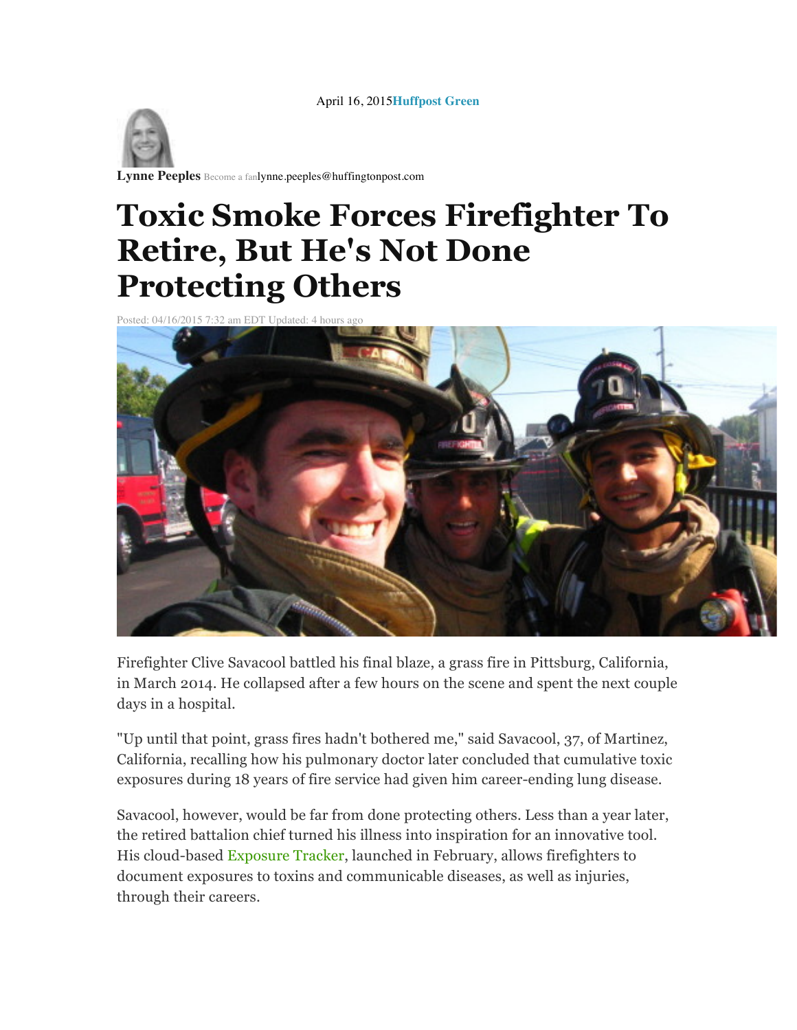April 16, 2015 **Huffpost Green**

**Lynne Peeples** Become a fan lynne.peeples@huffingtonpost.com

# Toxic Smoke Forces Firefighter To Retire, But He's Not Done Protecting Others

Posted: 04/16/2015 7:32 am EDT Updated: 4 hours ago

Firefighter Clive Savacool battled his final blaze, a grass fire in Pittsburg, California, in March 2014. He collapsed after a few hours on the scene and spent the next couple days in a hospital.

"Up until that point, grass fires hadn't bothered me," said Savacool, 37, of Martinez, California, recalling how his pulmonary doctor later concluded that cumulative toxic exposures during 18 years of fire service had given him career-ending lung disease.

Savacool, however, would be far from done protecting others. Less than a year later, the retired battalion chief turned his illness into inspiration for an innovative tool. His cloud-based Exposure Tracker, launched in February, allows firefighters to document exposures to toxins and communicable diseases, as well as injuries, through their careers.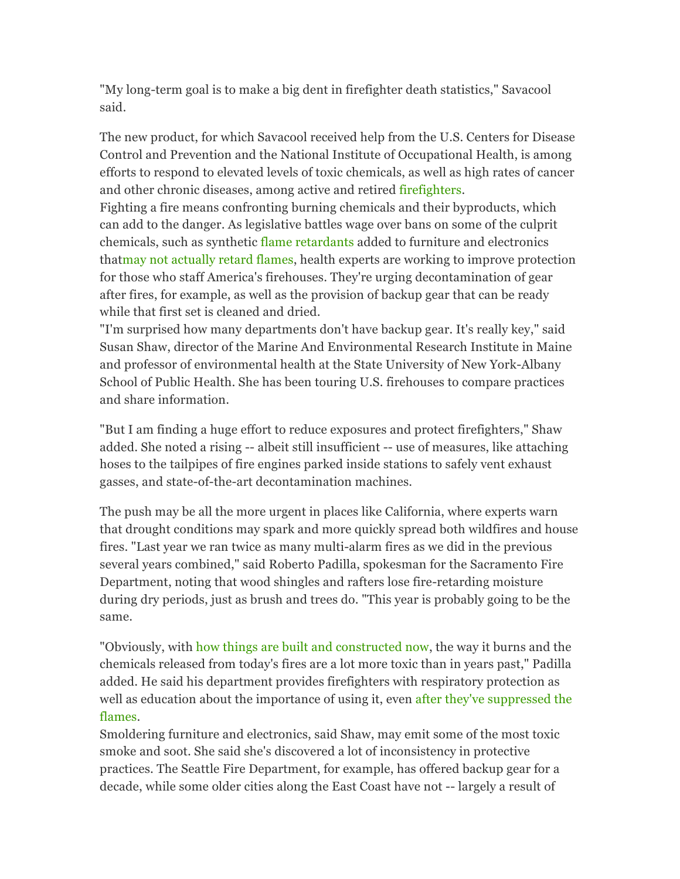"My long-term goal is to make a big dent in firefighter death statistics," Savacool said.

The new product, for which Savacool received help from the U.S. Centers for Disease Control and Prevention and the National Institute of Occupational Health, is among efforts to respond to elevated levels of toxic chemicals, as well as high rates of cancer and other chronic diseases, among active and retired firefighters.

Fighting a fire means confronting burning chemicals and their byproducts, which can add to the danger. As legislative battles wage over bans on some of the culprit chemicals, such as synthetic flame retardants added to furniture and electronics thatmay not actually retard flames, health experts are working to improve protection for those who staff America's firehouses. They're urging decontamination of gear after fires, for example, as well as the provision of backup gear that can be ready while that first set is cleaned and dried.

"I'm surprised how many departments don't have backup gear. It's really key," said Susan Shaw, director of the Marine And Environmental Research Institute in Maine and professor of environmental health at the State University of New York-Albany School of Public Health. She has been touring U.S. firehouses to compare practices and share information.

"But I am finding a huge effort to reduce exposures and protect firefighters," Shaw added. She noted a rising -- albeit still insufficient -- use of measures, like attaching hoses to the tailpipes of fire engines parked inside stations to safely vent exhaust gasses, and state-of-the-art decontamination machines.

The push may be all the more urgent in places like California, where experts warn that drought conditions may spark and more quickly spread both wildfires and house fires. "Last year we ran twice as many multi-alarm fires as we did in the previous several years combined," said Roberto Padilla, spokesman for the Sacramento Fire Department, noting that wood shingles and rafters lose fire-retarding moisture during dry periods, just as brush and trees do. "This year is probably going to be the same.

"Obviously, with how things are built and constructed now, the way it burns and the chemicals released from today's fires are a lot more toxic than in years past," Padilla added. He said his department provides firefighters with respiratory protection as well as education about the importance of using it, even after they've suppressed the flames.

Smoldering furniture and electronics, said Shaw, may emit some of the most toxic smoke and soot. She said she's discovered a lot of inconsistency in protective practices. The Seattle Fire Department, for example, has offered backup gear for a decade, while some older cities along the East Coast have not -- largely a result of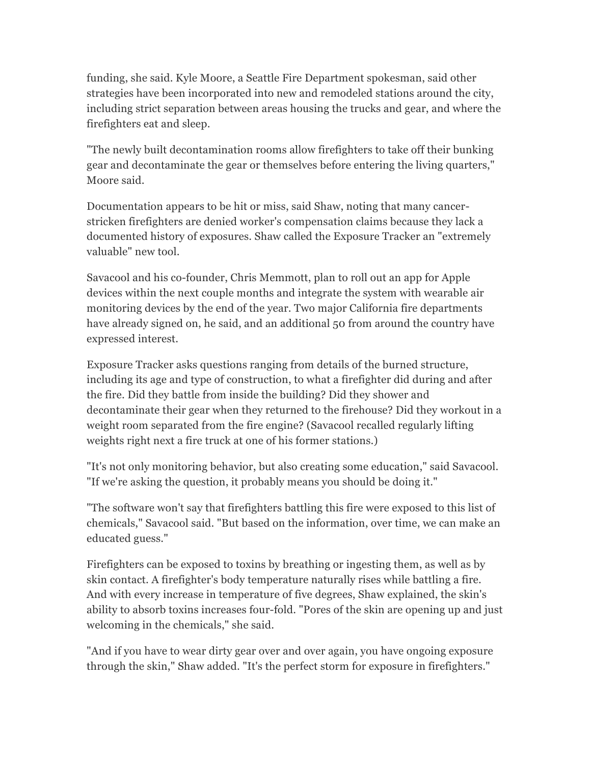funding, she said. Kyle Moore, a Seattle Fire Department spokesman, said other strategies have been incorporated into new and remodeled stations around the city, including strict separation between areas housing the trucks and gear, and where the firefighters eat and sleep.

"The newly built decontamination rooms allow firefighters to take off their bunking gear and decontaminate the gear or themselves before entering the living quarters," Moore said.

Documentation appears to be hit or miss, said Shaw, noting that many cancer-stricken firefighters are denied worker's compensation claims because they lack a documented history of exposures. Shaw called the Exposure Tracker an "extremely valuable" new tool.

Savacool and his co-founder, Chris Memmott, plan to roll out an app for Apple devices within the next couple months and integrate the system with wearable air monitoring devices by the end of the year. Two major California fire departments have already signed on, he said, and an additional 50 from around the country have expressed interest.

Exposure Tracker asks questions ranging from details of the burned structure, including its age and type of construction, to what a firefighter did during and after the fire. Did they battle from inside the building? Did they shower and decontaminate their gear when they returned to the firehouse? Did they workout in a weight room separated from the fire engine? (Savacool recalled regularly lifting weights right next a fire truck at one of his former stations.)

"It's not only monitoring behavior, but also creating some education," said Savacool. "If we're asking the question, it probably means you should be doing it."

"The software won't say that firefighters battling this fire were exposed to this list of chemicals," Savacool said. "But based on the information, over time, we can make an educated guess."

Firefighters can be exposed to toxins by breathing or ingesting them, as well as by skin contact. A firefighter's body temperature naturally rises while battling a fire. And with every increase in temperature of five degrees, Shaw explained, the skin's ability to absorb toxins increases four-fold. "Pores of the skin are opening up and just welcoming in the chemicals," she said.

"And if you have to wear dirty gear over and over again, you have ongoing exposure through the skin," Shaw added. "It's the perfect storm for exposure in firefighters."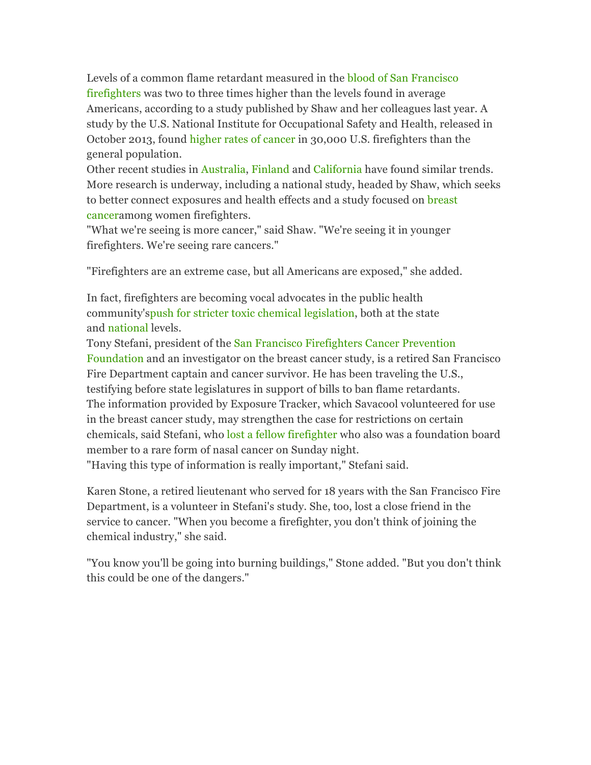Levels of a common flame retardant measured in the blood of San Francisco firefighters was two to three times higher than the levels found in average Americans, according to a study published by Shaw and her colleagues last year. A study by the U.S. National Institute for Occupational Safety and Health, released in October 2013, found higher rates of cancer in 30,000 U.S. firefighters than the general population.

Other recent studies in Australia, Finland and California have found similar trends. More research is underway, including a national study, headed by Shaw, which seeks to better connect exposures and health effects and a study focused on breast canceramong women firefighters.

"What we're seeing is more cancer," said Shaw. "We're seeing it in younger firefighters. We're seeing rare cancers."

"Firefighters are an extreme case, but all Americans are exposed," she added.

In fact, firefighters are becoming vocal advocates in the public health community'spush for stricter toxic chemical legislation, both at the state and national levels.

Tony Stefani, president of the San Francisco Firefighters Cancer Prevention Foundation and an investigator on the breast cancer study, is a retired San Francisco Fire Department captain and cancer survivor. He has been traveling the U.S., testifying before state legislatures in support of bills to ban flame retardants.

The information provided by Exposure Tracker, which Savacool volunteered for use in the breast cancer study, may strengthen the case for restrictions on certain chemicals, said Stefani, who lost a fellow firefighter who also was a foundation board member to a rare form of nasal cancer on Sunday night.

"Having this type of information is really important," Stefani said.

Karen Stone, a retired lieutenant who served for 18 years with the San Francisco Fire Department, is a volunteer in Stefani's study. She, too, lost a close friend in the service to cancer. "When you become a firefighter, you don't think of joining the chemical industry," she said.

"You know you'll be going into burning buildings," Stone added. "But you don't think this could be one of the dangers."